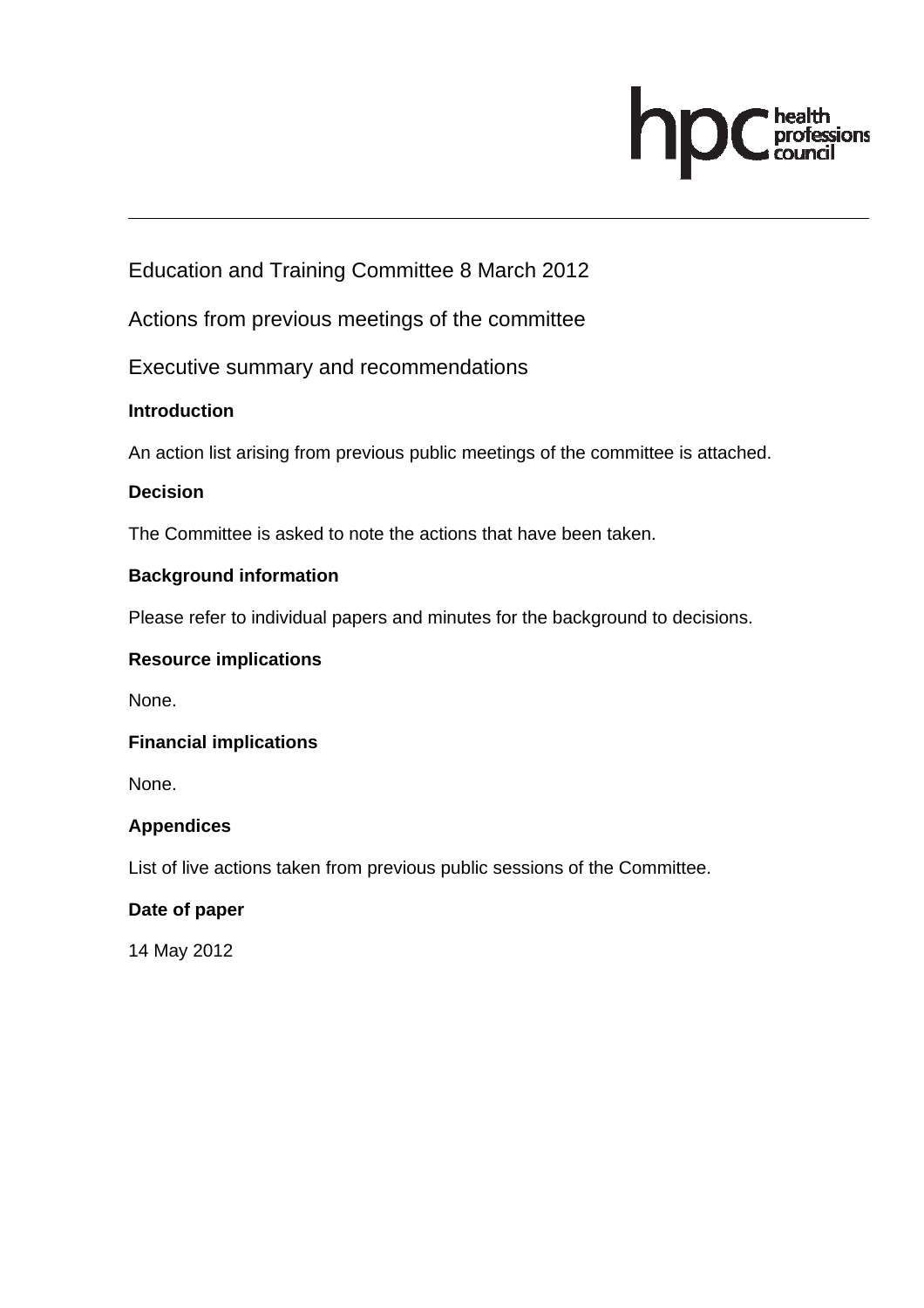Education and Training Committee 8 March 2012

Actions from previous meetings of the committee

Executive summary and recommendations

**Introduction**

An action list arising from previous public meetings of the committee is attached.

**Decision**

The Committee is asked to note the actions that have been taken.

**Background information**

Please refer to individual papers and minutes for the background to decisions.

**Resource implications**

None.

**Financial implications**

None.

**Appendices**

List of live actions taken from previous public sessions of the Committee.

**Date of paper**

14 May 2012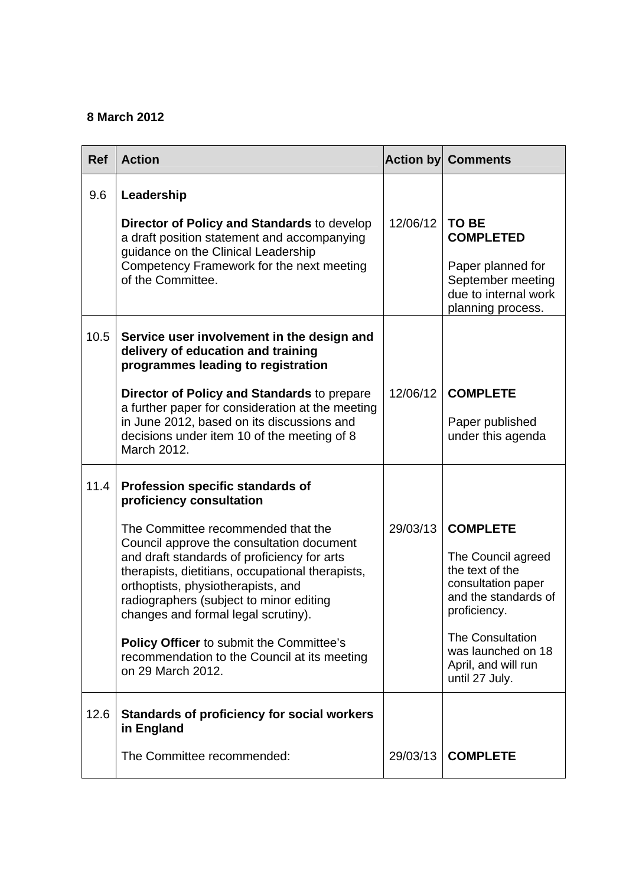**8 March 2012**

| Ref | Action | Action by | Comments |
|---|---|---|---|
| 9.6 | **Leadership**<br><br>**Director of Policy and Standards** to develop a draft position statement and accompanying guidance on the Clinical Leadership Competency Framework for the next meeting of the Committee. | 12/06/12 | **TO BE COMPLETED**<br><br>Paper planned for September meeting due to internal work planning process. |
| 10.5 | **Service user involvement in the design and delivery of education and training programmes leading to registration**<br><br>**Director of Policy and Standards** to prepare a further paper for consideration at the meeting in June 2012, based on its discussions and decisions under item 10 of the meeting of 8 March 2012. | 12/06/12 | **COMPLETE**<br><br>Paper published under this agenda |
| 11.4 | **Profession specific standards of proficiency consultation**<br><br>The Committee recommended that the Council approve the consultation document and draft standards of proficiency for arts therapists, dietitians, occupational therapists, orthoptists, physiotherapists, and radiographers (subject to minor editing changes and formal legal scrutiny).<br><br>**Policy Officer** to submit the Committee's recommendation to the Council at its meeting on 29 March 2012. | 29/03/13 | **COMPLETE**<br><br>The Council agreed the text of the consultation paper and the standards of proficiency.<br><br>The Consultation was launched on 18 April, and will run until 27 July. |
| 12.6 | **Standards of proficiency for social workers in England**<br><br>The Committee recommended: | 29/03/13 | **COMPLETE** |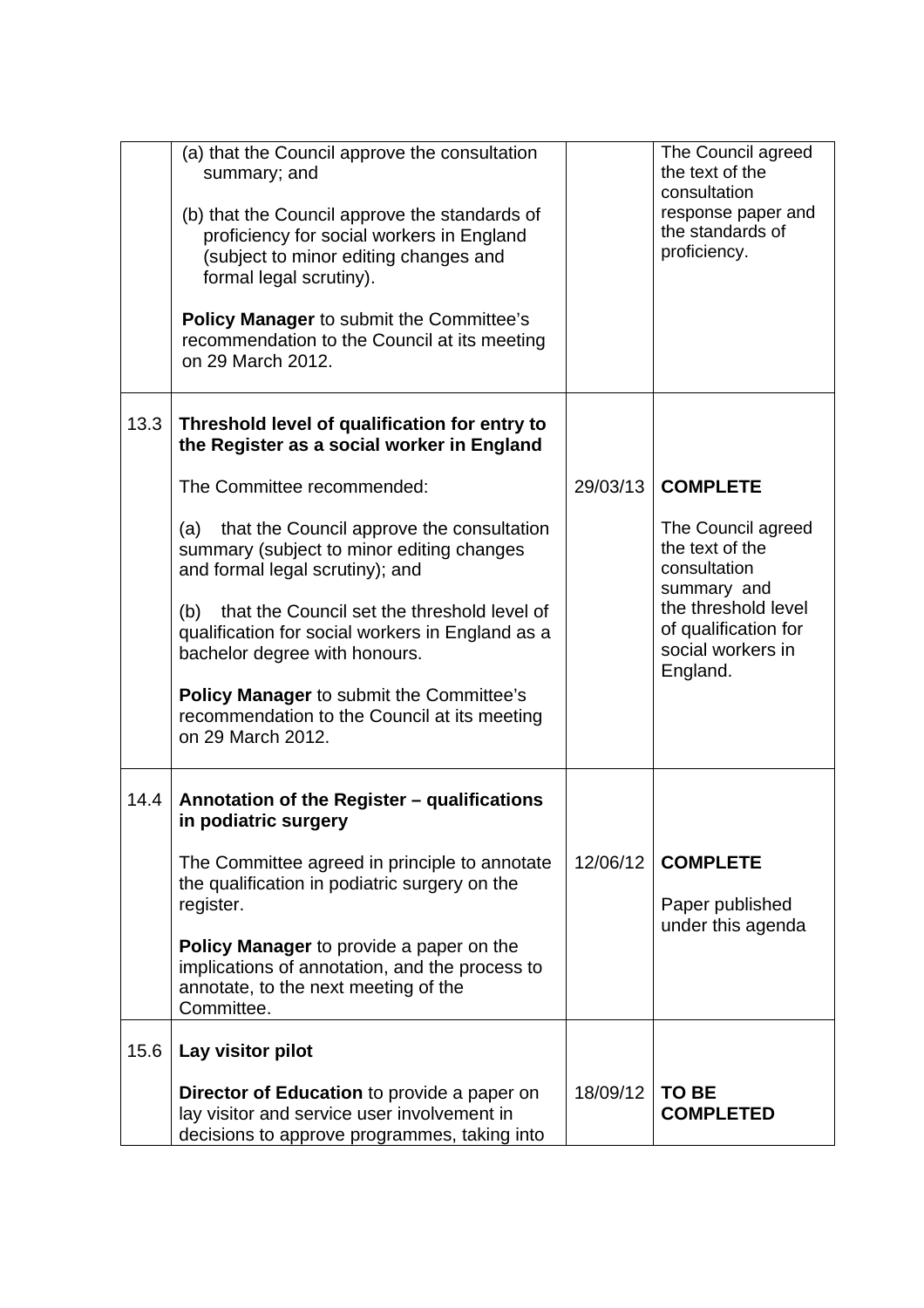| | | | |
|---|---|---|---|
| | (a) that the Council approve the consultation summary; and<br><br>(b) that the Council approve the standards of proficiency for social workers in England (subject to minor editing changes and formal legal scrutiny).<br><br>**Policy Manager** to submit the Committee's recommendation to the Council at its meeting on 29 March 2012. | | The Council agreed the text of the consultation response paper and the standards of proficiency. |
| 13.3 | **Threshold level of qualification for entry to the Register as a social worker in England**<br><br>The Committee recommended:<br><br>(a) that the Council approve the consultation summary (subject to minor editing changes and formal legal scrutiny); and<br><br>(b) that the Council set the threshold level of qualification for social workers in England as a bachelor degree with honours.<br><br>**Policy Manager** to submit the Committee's recommendation to the Council at its meeting on 29 March 2012. | 29/03/13 | **COMPLETE**<br><br>The Council agreed the text of the consultation summary and the threshold level of qualification for social workers in England. |
| 14.4 | **Annotation of the Register – qualifications in podiatric surgery**<br><br>The Committee agreed in principle to annotate the qualification in podiatric surgery on the register.<br><br>**Policy Manager** to provide a paper on the implications of annotation, and the process to annotate, to the next meeting of the Committee. | 12/06/12 | **COMPLETE**<br><br>Paper published under this agenda |
| 15.6 | **Lay visitor pilot**<br><br>**Director of Education** to provide a paper on lay visitor and service user involvement in decisions to approve programmes, taking into | 18/09/12 | **TO BE COMPLETED** |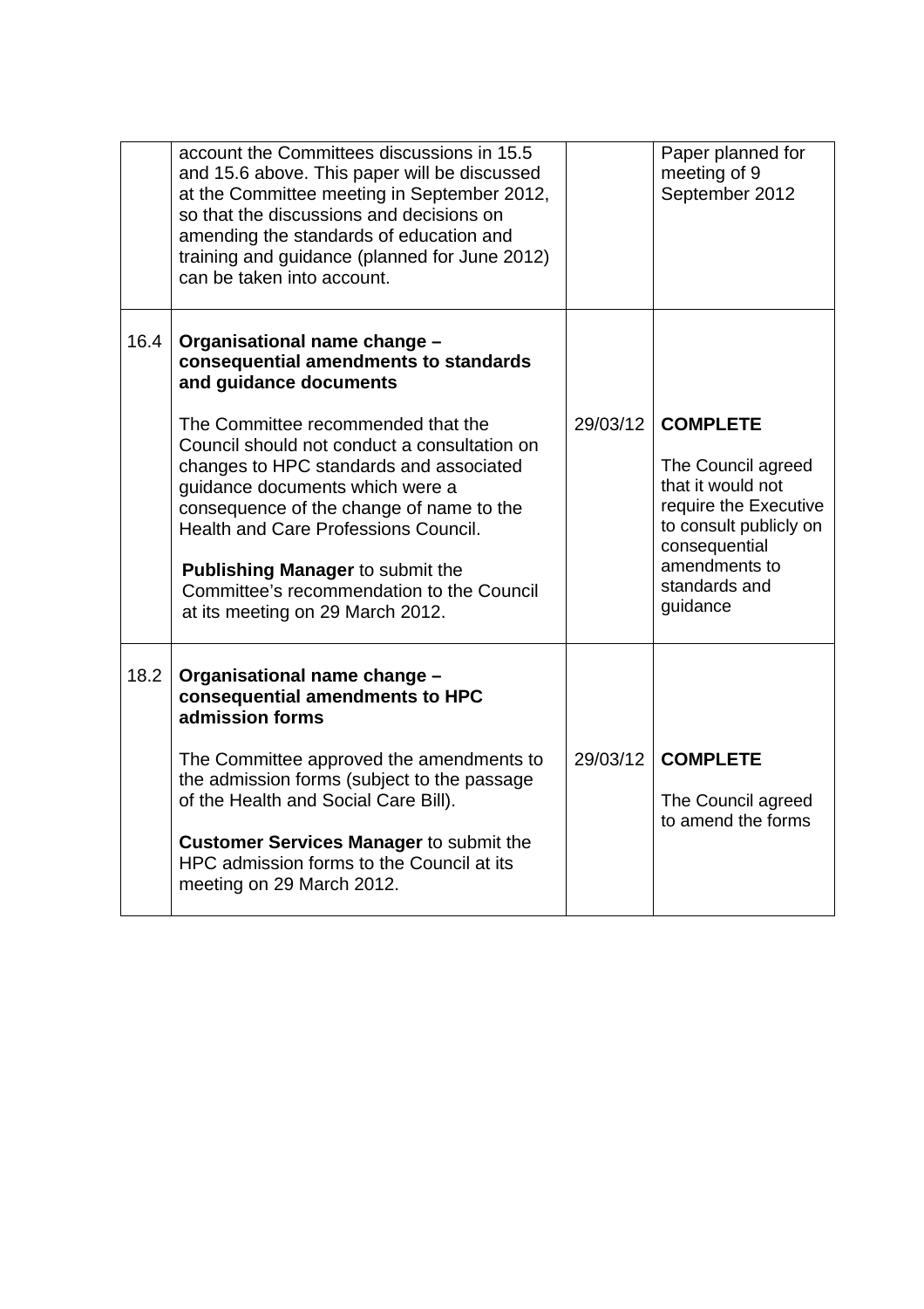| | | | |
|---|---|---|---|
| | account the Committees discussions in 15.5 and 15.6 above. This paper will be discussed at the Committee meeting in September 2012, so that the discussions and decisions on amending the standards of education and training and guidance (planned for June 2012) can be taken into account. | | Paper planned for meeting of 9 September 2012 |
| 16.4 | **Organisational name change – consequential amendments to standards and guidance documents**<br><br>The Committee recommended that the Council should not conduct a consultation on changes to HPC standards and associated guidance documents which were a consequence of the change of name to the Health and Care Professions Council.<br><br>**Publishing Manager** to submit the Committee's recommendation to the Council at its meeting on 29 March 2012. | 29/03/12 | **COMPLETE**<br><br>The Council agreed that it would not require the Executive to consult publicly on consequential amendments to standards and guidance |
| 18.2 | **Organisational name change – consequential amendments to HPC admission forms**<br><br>The Committee approved the amendments to the admission forms (subject to the passage of the Health and Social Care Bill).<br><br>**Customer Services Manager** to submit the HPC admission forms to the Council at its meeting on 29 March 2012. | 29/03/12 | **COMPLETE**<br><br>The Council agreed to amend the forms |